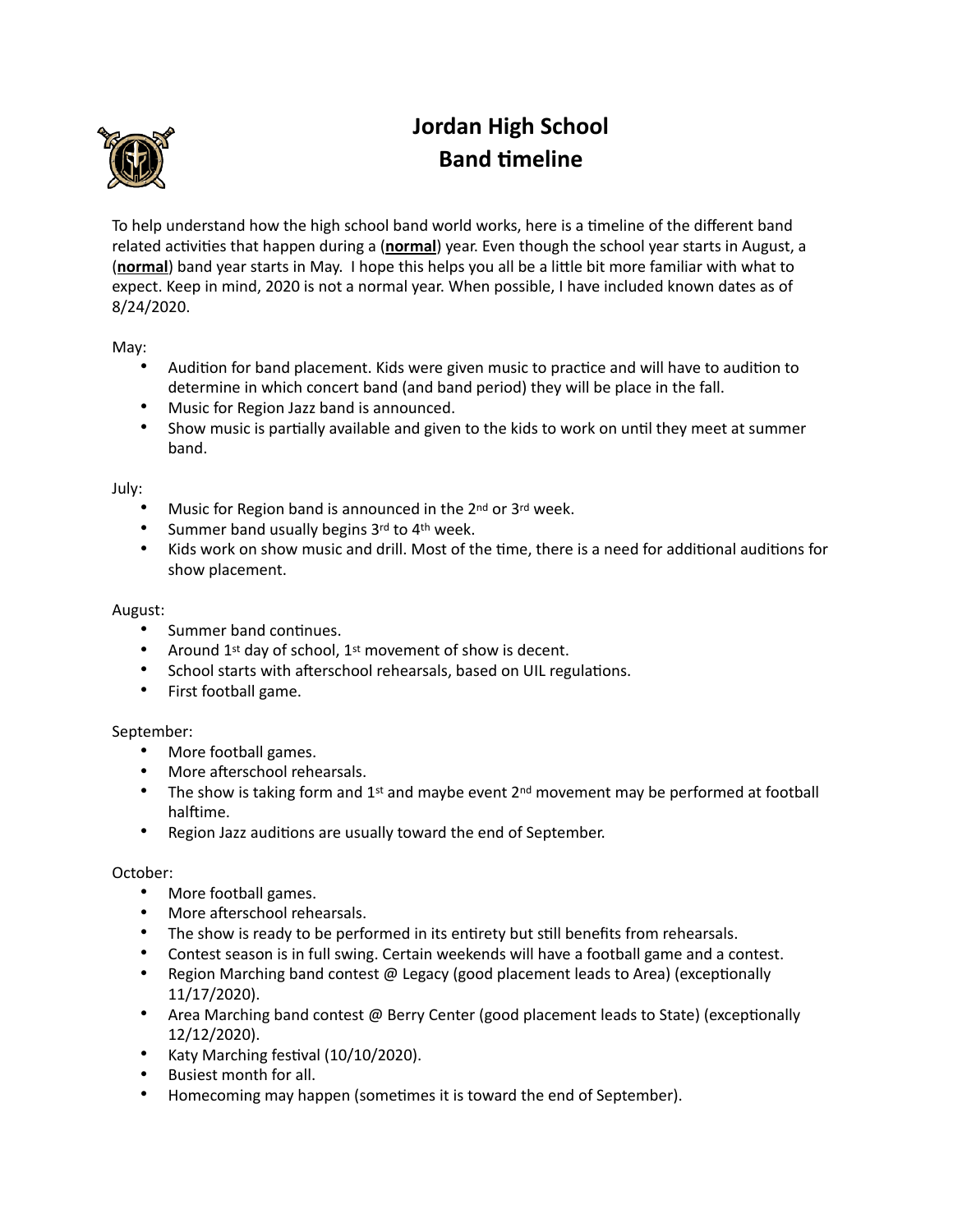# Jordan High School
# Band timeline

To help understand how the high school band world works, here is a timeline of the different band related activities that happen during a (**normal**) year. Even though the school year starts in August, a (**normal**) band year starts in May. I hope this helps you all be a little bit more familiar with what to expect. Keep in mind, 2020 is not a normal year. When possible, I have included known dates as of 8/24/2020.

May:

- Audition for band placement. Kids were given music to practice and will have to audition to determine in which concert band (and band period) they will be place in the fall.
- Music for Region Jazz band is announced.
- Show music is partially available and given to the kids to work on until they meet at summer band.

July:

- Music for Region band is announced in the 2nd or 3rd week.
- Summer band usually begins 3rd to 4th week.
- Kids work on show music and drill. Most of the time, there is a need for additional auditions for show placement.

August:

- Summer band continues.
- Around 1st day of school, 1st movement of show is decent.
- School starts with afterschool rehearsals, based on UIL regulations.
- First football game.

September:

- More football games.
- More afterschool rehearsals.
- The show is taking form and 1st and maybe event 2nd movement may be performed at football halftime.
- Region Jazz auditions are usually toward the end of September.

October:

- More football games.
- More afterschool rehearsals.
- The show is ready to be performed in its entirety but still benefits from rehearsals.
- Contest season is in full swing. Certain weekends will have a football game and a contest.
- Region Marching band contest @ Legacy (good placement leads to Area) (exceptionally 11/17/2020).
- Area Marching band contest @ Berry Center (good placement leads to State) (exceptionally 12/12/2020).
- Katy Marching festival (10/10/2020).
- Busiest month for all.
- Homecoming may happen (sometimes it is toward the end of September).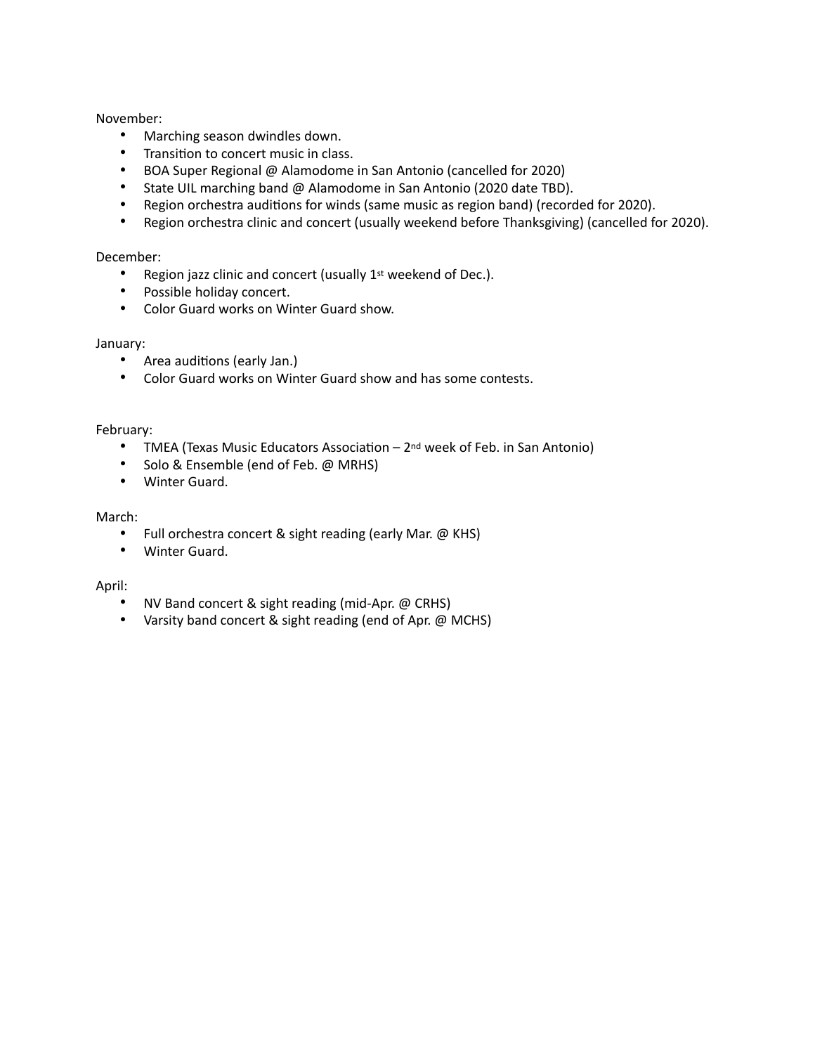November:

- Marching season dwindles down.
- Transition to concert music in class.
- BOA Super Regional @ Alamodome in San Antonio (cancelled for 2020)
- State UIL marching band @ Alamodome in San Antonio (2020 date TBD).
- Region orchestra auditions for winds (same music as region band) (recorded for 2020).
- Region orchestra clinic and concert (usually weekend before Thanksgiving) (cancelled for 2020).

December:

- Region jazz clinic and concert (usually 1st weekend of Dec.).
- Possible holiday concert.
- Color Guard works on Winter Guard show.

January:

- Area auditions (early Jan.)
- Color Guard works on Winter Guard show and has some contests.

February:

- TMEA (Texas Music Educators Association – 2nd week of Feb. in San Antonio)
- Solo & Ensemble (end of Feb. @ MRHS)
- Winter Guard.

March:

- Full orchestra concert & sight reading (early Mar. @ KHS)
- Winter Guard.

April:

- NV Band concert & sight reading (mid-Apr. @ CRHS)
- Varsity band concert & sight reading (end of Apr. @ MCHS)